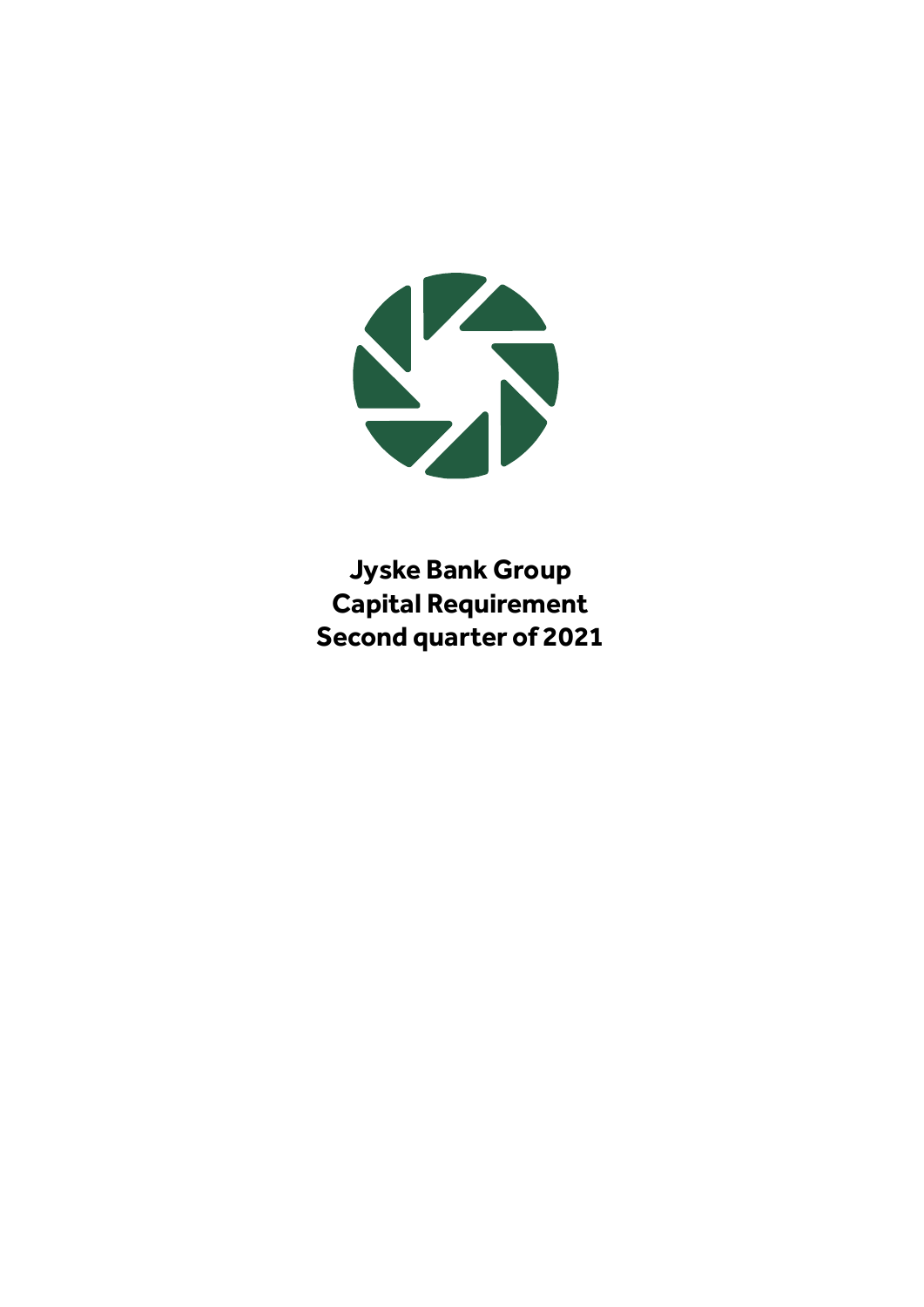# Jyske Bank Group
# Capital Requirement
# Second quarter of 2021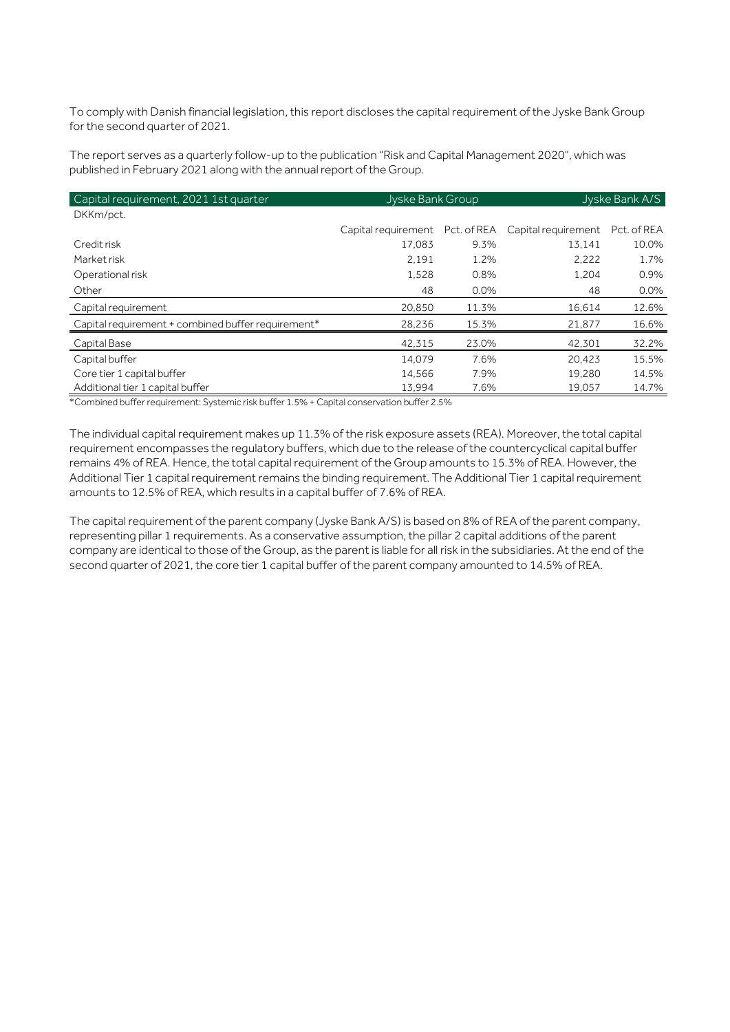To comply with Danish financial legislation, this report discloses the capital requirement of the Jyske Bank Group for the second quarter of 2021.

The report serves as a quarterly follow-up to the publication "Risk and Capital Management 2020", which was published in February 2021 along with the annual report of the Group.

| Capital requirement, 2021 1st quarter | Jyske Bank Group | | Jyske Bank A/S | |
|---|---|---|---|---|
| DKKm/pct. | | | | |
| | Capital requirement | Pct. of REA | Capital requirement | Pct. of REA |
| Credit risk | 17,083 | 9.3% | 13,141 | 10.0% |
| Market risk | 2,191 | 1.2% | 2,222 | 1.7% |
| Operational risk | 1,528 | 0.8% | 1,204 | 0.9% |
| Other | 48 | 0.0% | 48 | 0.0% |
| Capital requirement | 20,850 | 11.3% | 16,614 | 12.6% |
| Capital requirement + combined buffer requirement* | 28,236 | 15.3% | 21,877 | 16.6% |
| Capital Base | 42,315 | 23.0% | 42,301 | 32.2% |
| Capital buffer | 14,079 | 7.6% | 20,423 | 15.5% |
| Core tier 1 capital buffer | 14,566 | 7.9% | 19,280 | 14.5% |
| Additional tier 1 capital buffer | 13,994 | 7.6% | 19,057 | 14.7% |

*Combined buffer requirement: Systemic risk buffer 1.5% + Capital conservation buffer 2.5%

The individual capital requirement makes up 11.3% of the risk exposure assets (REA). Moreover, the total capital requirement encompasses the regulatory buffers, which due to the release of the countercyclical capital buffer remains 4% of REA. Hence, the total capital requirement of the Group amounts to 15.3% of REA. However, the Additional Tier 1 capital requirement remains the binding requirement. The Additional Tier 1 capital requirement amounts to 12.5% of REA, which results in a capital buffer of 7.6% of REA.

The capital requirement of the parent company (Jyske Bank A/S) is based on 8% of REA of the parent company, representing pillar 1 requirements. As a conservative assumption, the pillar 2 capital additions of the parent company are identical to those of the Group, as the parent is liable for all risk in the subsidiaries. At the end of the second quarter of 2021, the core tier 1 capital buffer of the parent company amounted to 14.5% of REA.